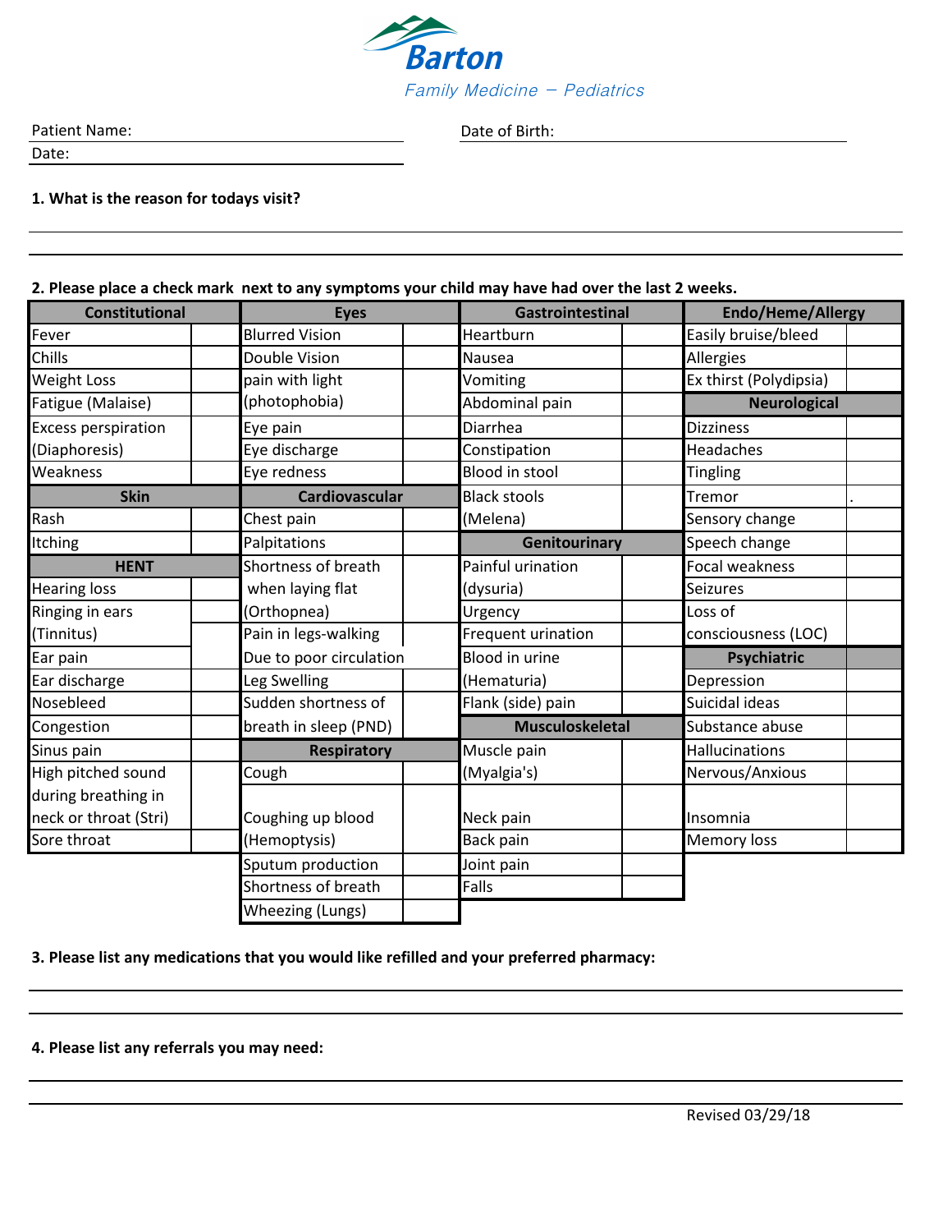# Barton

*Family Medicine – Pediatrics*

Patient Name: ______________________ Date of Birth: ______________________

Date: ______________________

**1. What is the reason for todays visit?**

______________________________________________

______________________________________________

**2. Please place a check mark next to any symptoms your child may have had over the last 2 weeks.**

| Constitutional | | Eyes | | Gastrointestinal | | Endo/Heme/Allergy | |
|---|---|---|---|---|---|---|---|
| Fever | | Blurred Vision | | Heartburn | | Easily bruise/bleed | |
| Chills | | Double Vision | | Nausea | | Allergies | |
| Weight Loss | | pain with light (photophobia) | | Vomiting | | Ex thirst (Polydipsia) | |
| Fatigue (Malaise) | | | | Abdominal pain | | **Neurological** | |
| Excess perspiration (Diaphoresis) | | Eye pain | | Diarrhea | | Dizziness | |
| | | Eye discharge | | Constipation | | Headaches | |
| Weakness | | Eye redness | | Blood in stool | | Tingling | |
| **Skin** | | **Cardiovascular** | | Black stools (Melena) | | Tremor | . |
| Rash | | Chest pain | | | | Sensory change | |
| Itching | | Palpitations | | **Genitourinary** | | Speech change | |
| **HENT** | | Shortness of breath when laying flat (Orthopnea) | | Painful urination (dysuria) | | Focal weakness | |
| Hearing loss | | | | | | Seizures | |
| Ringing in ears (Tinnitus) | | | | Urgency | | Loss of consciousness (LOC) | |
| | | Pain in legs-walking Due to poor circulation | | Frequent urination | | | |
| Ear pain | | | | Blood in urine (Hematuria) | | **Psychiatric** | |
| Ear discharge | | Leg Swelling | | | | Depression | |
| Nosebleed | | Sudden shortness of breath in sleep (PND) | | Flank (side) pain | | Suicidal ideas | |
| Congestion | | | | **Musculoskeletal** | | Substance abuse | |
| Sinus pain | | **Respiratory** | | Muscle pain (Myalgia's) | | Hallucinations | |
| High pitched sound during breathing in neck or throat (Stri) | | Cough | | | | Nervous/Anxious | |
| | | Coughing up blood (Hemoptysis) | | Neck pain | | Insomnia | |
| Sore throat | | | | Back pain | | Memory loss | |
| | | Sputum production | | Joint pain | | | |
| | | Shortness of breath | | Falls | | | |
| | | Wheezing (Lungs) | | | | | |

**3. Please list any medications that you would like refilled and your preferred pharmacy:**

______________________________________________

______________________________________________

**4. Please list any referrals you may need:**

______________________________________________

______________________________________________

Revised 03/29/18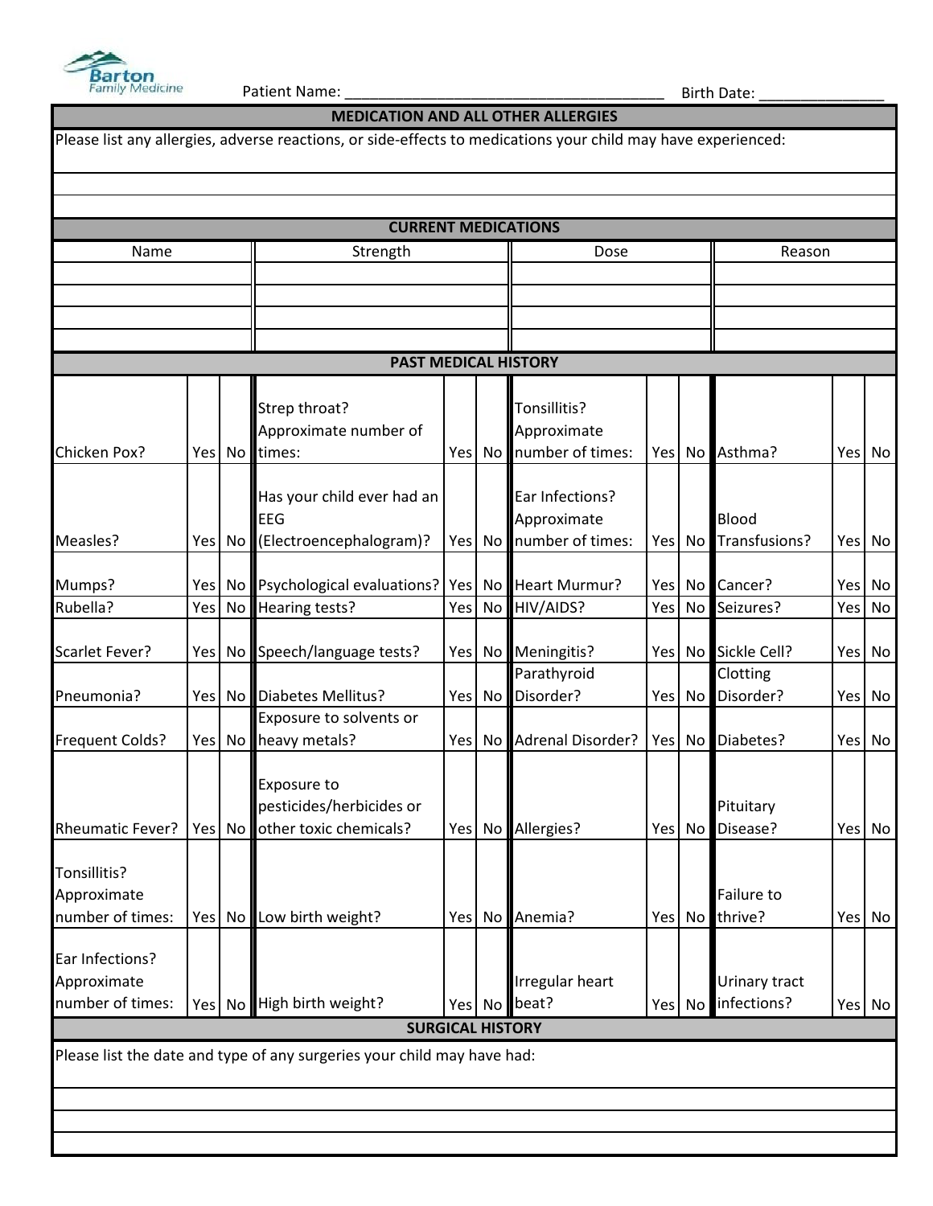Barton Family Medicine

Patient Name: ______________________________________ Birth Date: _______________

## MEDICATION AND ALL OTHER ALLERGIES

Please list any allergies, adverse reactions, or side-effects to medications your child may have experienced:

## CURRENT MEDICATIONS

| Name | Strength | Dose | Reason |
|---|---|---|---|
| | | | |
| | | | |
| | | | |
| | | | |

## PAST MEDICAL HISTORY

| | | | | | | | | | | | |
|---|---|---|---|---|---|---|---|---|---|---|---|
| Chicken Pox? | Yes | No | Strep throat? Approximate number of times: | Yes | No | Tonsillitis? Approximate number of times: | Yes | No | Asthma? | Yes | No |
| Measles? | Yes | No | Has your child ever had an EEG (Electroencephalogram)? | Yes | No | Ear Infections? Approximate number of times: | Yes | No | Blood Transfusions? | Yes | No |
| Mumps? | Yes | No | Psychological evaluations? | Yes | No | Heart Murmur? | Yes | No | Cancer? | Yes | No |
| Rubella? | Yes | No | Hearing tests? | Yes | No | HIV/AIDS? | Yes | No | Seizures? | Yes | No |
| Scarlet Fever? | Yes | No | Speech/language tests? | Yes | No | Meningitis? | Yes | No | Sickle Cell? | Yes | No |
| Pneumonia? | Yes | No | Diabetes Mellitus? | Yes | No | Parathyroid Disorder? | Yes | No | Clotting Disorder? | Yes | No |
| Frequent Colds? | Yes | No | Exposure to solvents or heavy metals? | Yes | No | Adrenal Disorder? | Yes | No | Diabetes? | Yes | No |
| Rheumatic Fever? | Yes | No | Exposure to pesticides/herbicides or other toxic chemicals? | Yes | No | Allergies? | Yes | No | Pituitary Disease? | Yes | No |
| Tonsillitis? Approximate number of times: | Yes | No | Low birth weight? | Yes | No | Anemia? | Yes | No | Failure to thrive? | Yes | No |
| Ear Infections? Approximate number of times: | Yes | No | High birth weight? | Yes | No | Irregular heart beat? | Yes | No | Urinary tract infections? | Yes | No |

## SURGICAL HISTORY

Please list the date and type of any surgeries your child may have had: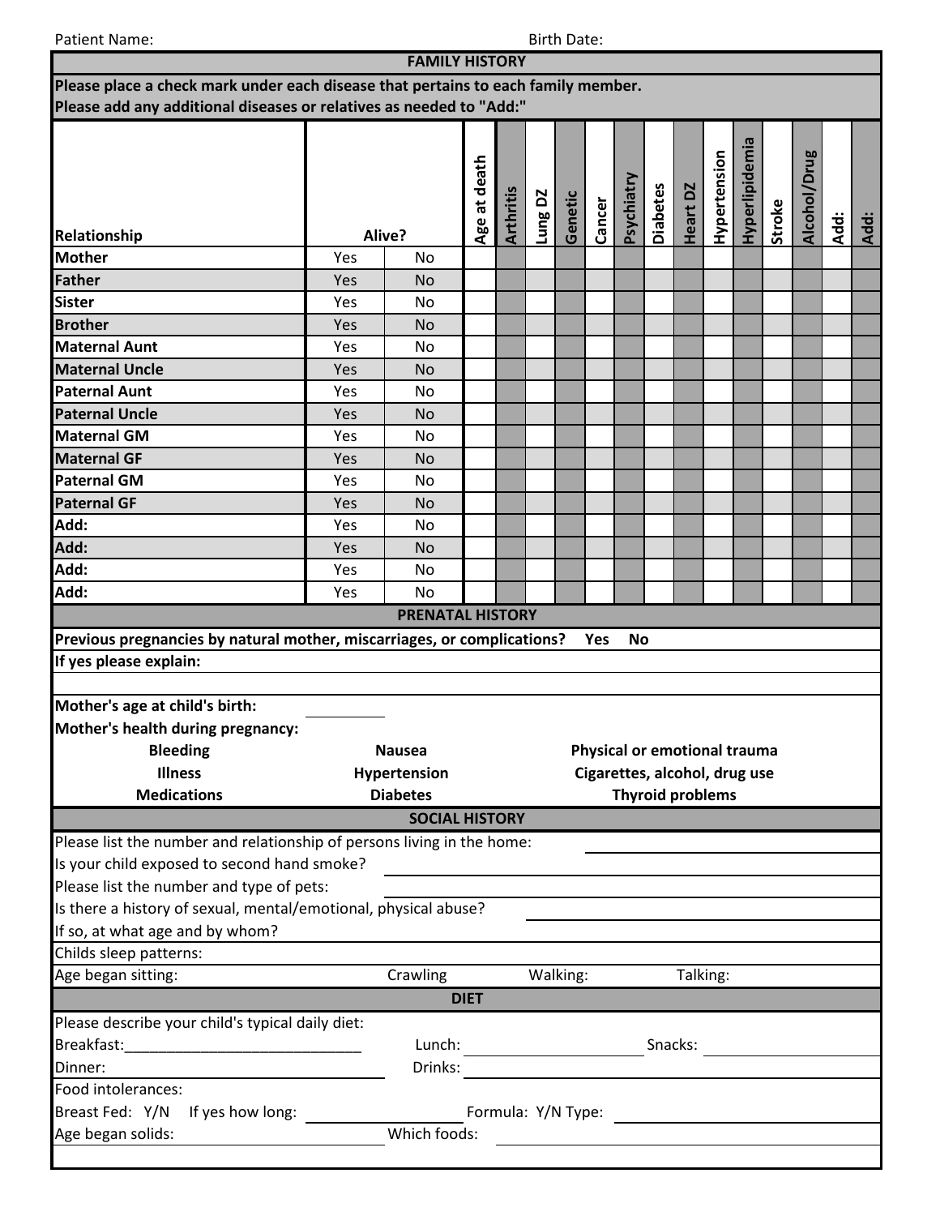Patient Name: Birth Date:

## FAMILY HISTORY

**Please place a check mark under each disease that pertains to each family member.**
**Please add any additional diseases or relatives as needed to "Add:"**

| Relationship | Alive? | | Age at death | Arthritis | Lung DZ | Genetic | Cancer | Psychiatry | Diabetes | Heart DZ | Hypertension | Hyperlipidemia | Stroke | Alcohol/Drug | Add: | Add: |
|---|---|---|---|---|---|---|---|---|---|---|---|---|---|---|---|---|
| **Mother** | Yes | No | | | | | | | | | | | | | | |
| **Father** | Yes | No | | | | | | | | | | | | | | |
| **Sister** | Yes | No | | | | | | | | | | | | | | |
| **Brother** | Yes | No | | | | | | | | | | | | | | |
| **Maternal Aunt** | Yes | No | | | | | | | | | | | | | | |
| **Maternal Uncle** | Yes | No | | | | | | | | | | | | | | |
| **Paternal Aunt** | Yes | No | | | | | | | | | | | | | | |
| **Paternal Uncle** | Yes | No | | | | | | | | | | | | | | |
| **Maternal GM** | Yes | No | | | | | | | | | | | | | | |
| **Maternal GF** | Yes | No | | | | | | | | | | | | | | |
| **Paternal GM** | Yes | No | | | | | | | | | | | | | | |
| **Paternal GF** | Yes | No | | | | | | | | | | | | | | |
| **Add:** | Yes | No | | | | | | | | | | | | | | |
| **Add:** | Yes | No | | | | | | | | | | | | | | |
| **Add:** | Yes | No | | | | | | | | | | | | | | |
| **Add:** | Yes | No | | | | | | | | | | | | | | |

## PRENATAL HISTORY

**Previous pregnancies by natural mother, miscarriages, or complications?** **Yes** **No**

**If yes please explain:**

**Mother's age at child's birth:** __________

**Mother's health during pregnancy:**

| | | |
|---|---|---|
| **Bleeding** | **Nausea** | **Physical or emotional trauma** |
| **Illness** | **Hypertension** | **Cigarettes, alcohol, drug use** |
| **Medications** | **Diabetes** | **Thyroid problems** |

## SOCIAL HISTORY

Please list the number and relationship of persons living in the home: __________

Is your child exposed to second hand smoke? __________

Please list the number and type of pets: __________

Is there a history of sexual, mental/emotional, physical abuse? __________

If so, at what age and by whom?

Childs sleep patterns:

Age began sitting: Crawling Walking: Talking:

## DIET

Please describe your child's typical daily diet:

Breakfast:__________ Lunch: __________ Snacks: __________

Dinner: __________ Drinks: __________

Food intolerances:

Breast Fed: Y/N If yes how long: __________ Formula: Y/N Type: __________

Age began solids: __________ Which foods: __________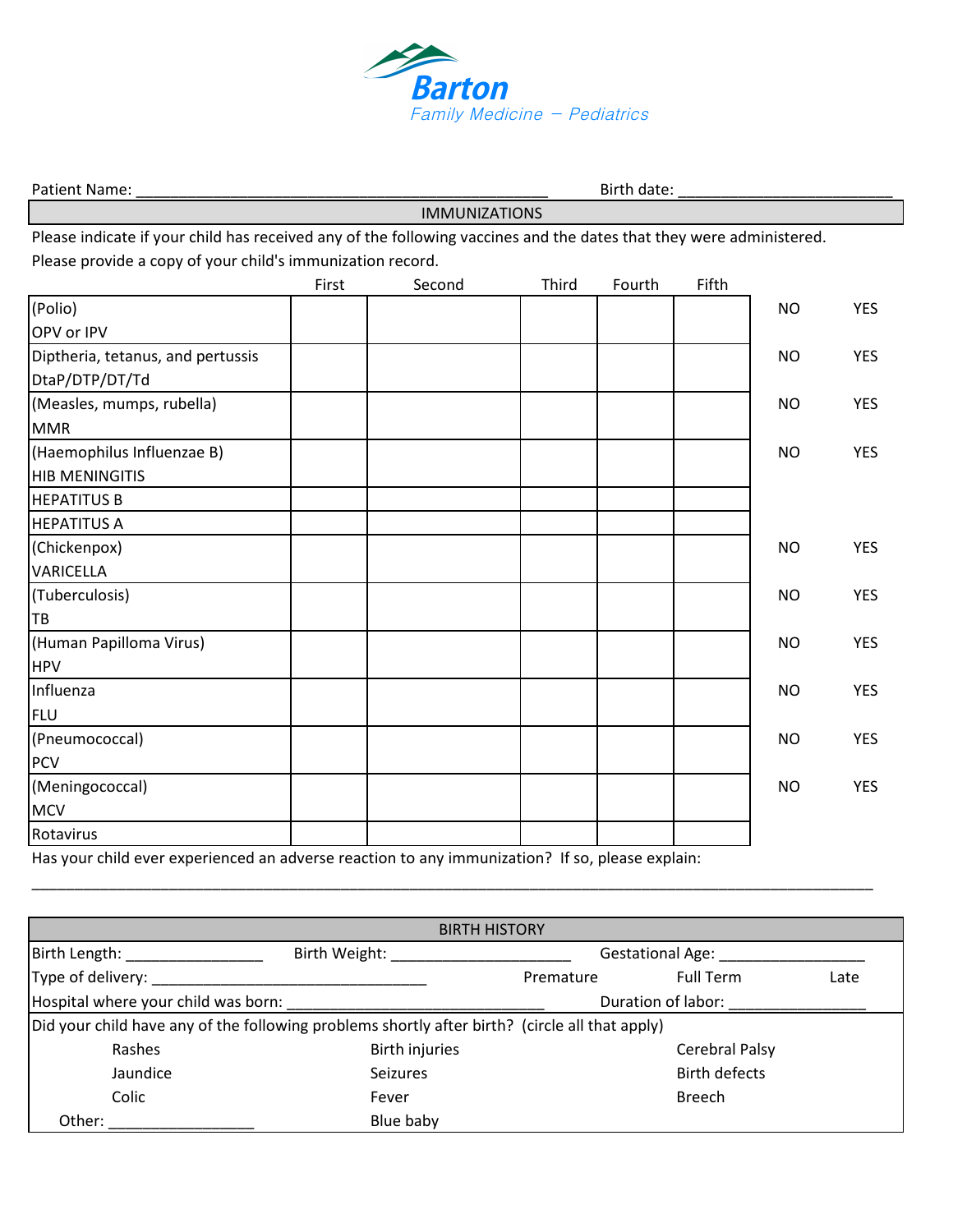**Barton**
*Family Medicine – Pediatrics*

Patient Name: ______________________________________________ Birth date: ________________________

## IMMUNIZATIONS

Please indicate if your child has received any of the following vaccines and the dates that they were administered.
Please provide a copy of your child's immunization record.

| | First | Second | Third | Fourth | Fifth | | |
|---|---|---|---|---|---|---|---|
| (Polio) OPV or IPV | | | | | | NO | YES |
| Diptheria, tetanus, and pertussis DtaP/DTP/DT/Td | | | | | | NO | YES |
| (Measles, mumps, rubella) MMR | | | | | | NO | YES |
| (Haemophilus Influenzae B) HIB MENINGITIS | | | | | | NO | YES |
| HEPATITUS B | | | | | | | |
| HEPATITUS A | | | | | | | |
| (Chickenpox) VARICELLA | | | | | | NO | YES |
| (Tuberculosis) TB | | | | | | NO | YES |
| (Human Papilloma Virus) HPV | | | | | | NO | YES |
| Influenza FLU | | | | | | NO | YES |
| (Pneumococcal) PCV | | | | | | NO | YES |
| (Meningococcal) MCV | | | | | | NO | YES |
| Rotavirus | | | | | | | |

Has your child ever experienced an adverse reaction to any immunization? If so, please explain:

_____________________________________________________________________________________________

## BIRTH HISTORY

Birth Length: ________________ Birth Weight: _____________________ Gestational Age: _________________

Type of delivery: ________________________________ Premature Full Term Late

Hospital where your child was born: ______________________________ Duration of labor: ________________

Did your child have any of the following problems shortly after birth? (circle all that apply)

| | | |
|---|---|---|
| Rashes | Birth injuries | Cerebral Palsy |
| Jaundice | Seizures | Birth defects |
| Colic | Fever | Breech |
| Other: _________________ | Blue baby | |